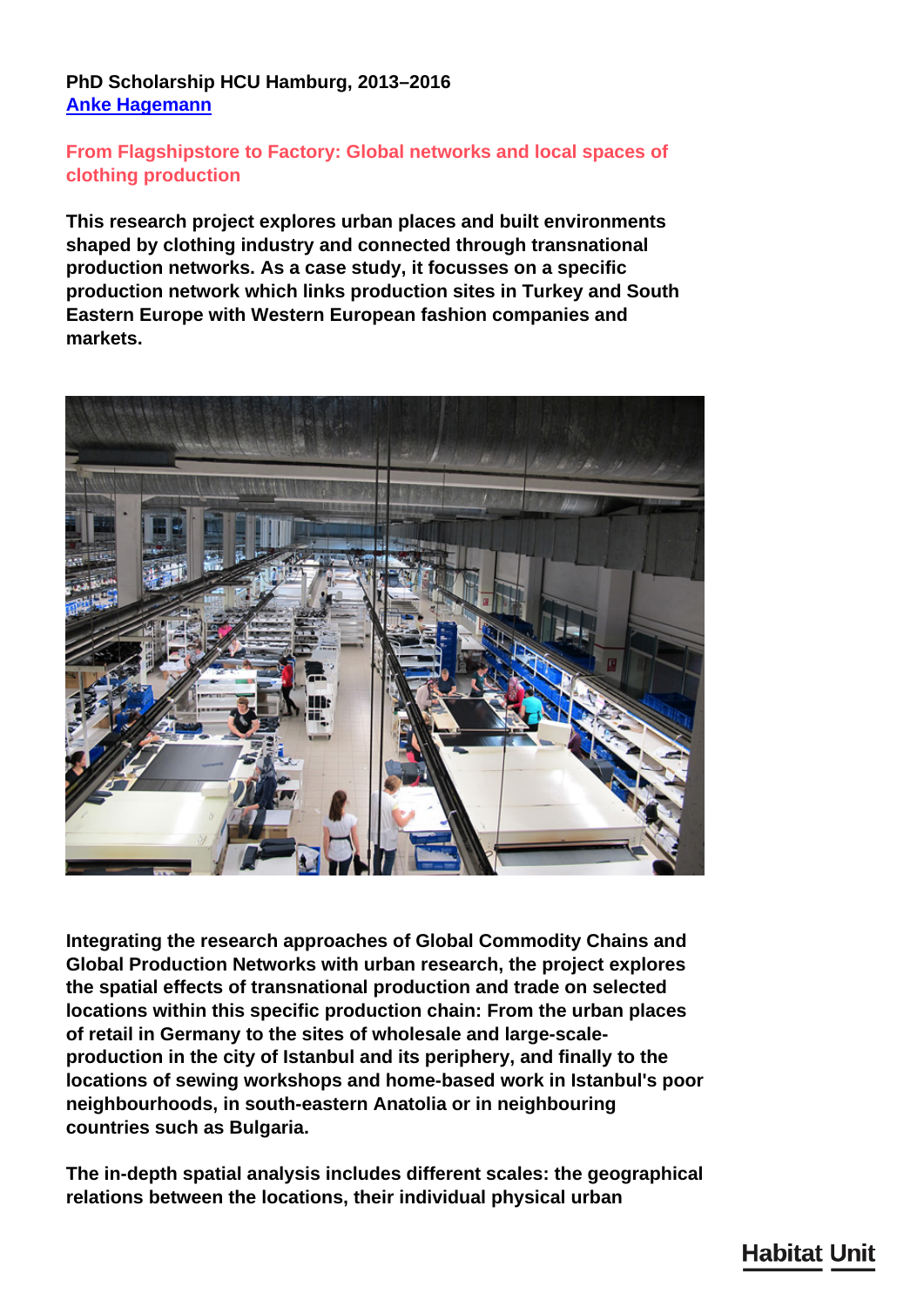**PhD Scholarship HCU Hamburg, 2013–2016**
[Anke Hagemann]

## From Flagshipstore to Factory: Global networks and local spaces of clothing production

**This research project explores urban places and built environments shaped by clothing industry and connected through transnational production networks. As a case study, it focusses on a specific production network which links production sites in Turkey and South Eastern Europe with Western European fashion companies and markets.**

**Integrating the research approaches of Global Commodity Chains and Global Production Networks with urban research, the project explores the spatial effects of transnational production and trade on selected locations within this specific production chain: From the urban places of retail in Germany to the sites of wholesale and large-scale-production in the city of Istanbul and its periphery, and finally to the locations of sewing workshops and home-based work in Istanbul's poor neighbourhoods, in south-eastern Anatolia or in neighbouring countries such as Bulgaria.**

**The in-depth spatial analysis includes different scales: the geographical relations between the locations, their individual physical urban**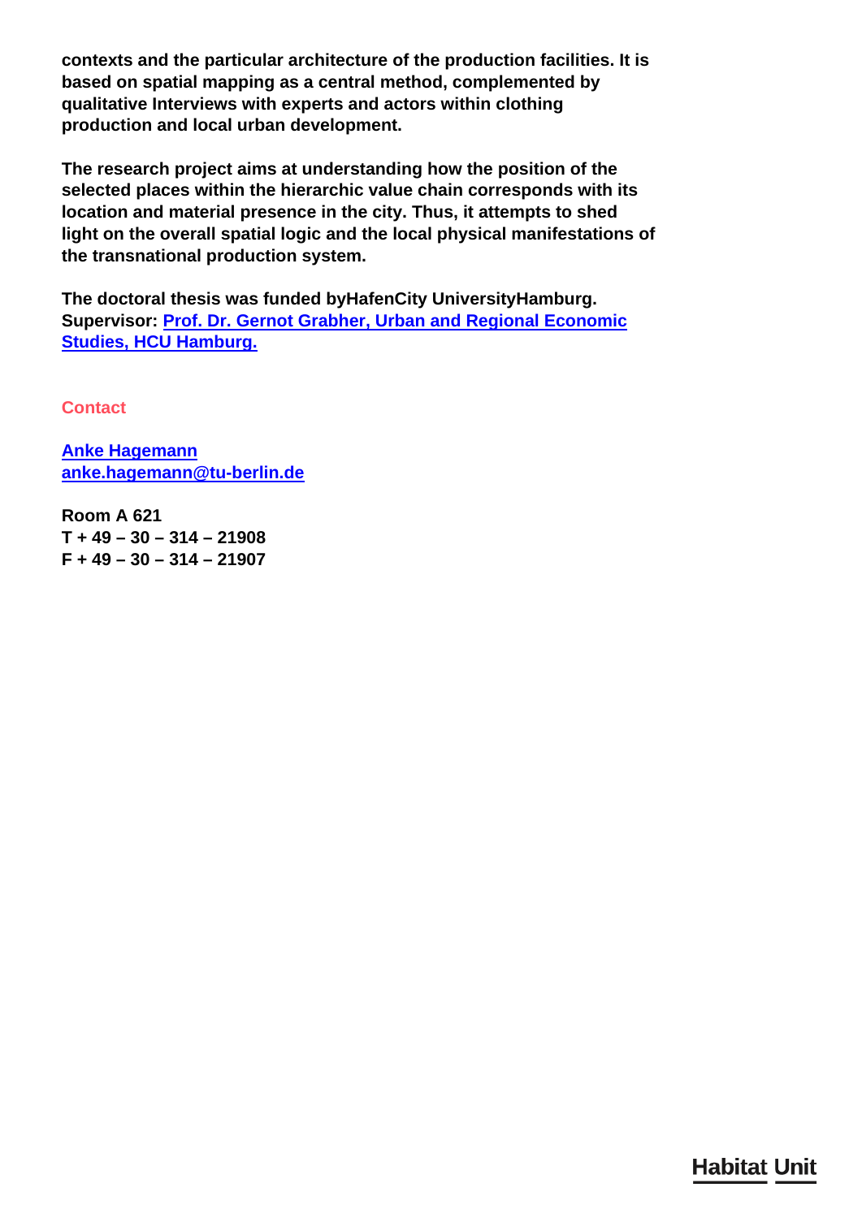contexts and the particular architecture of the production facilities. It is based on spatial mapping as a central method, complemented by qualitative Interviews with experts and actors within clothing production and local urban development.

The research project aims at understanding how the position of the selected places within the hierarchic value chain corresponds with its location and material presence in the city. Thus, it attempts to shed light on the overall spatial logic and the local physical manifestations of the transnational production system.

The doctoral thesis was funded byHafenCity UniversityHamburg.
Supervisor: Prof. Dr. Gernot Grabher, Urban and Regional Economic Studies, HCU Hamburg.

## Contact

Anke Hagemann
anke.hagemann@tu-berlin.de

Room A 621
T + 49 – 30 – 314 – 21908
F + 49 – 30 – 314 – 21907

Habitat Unit